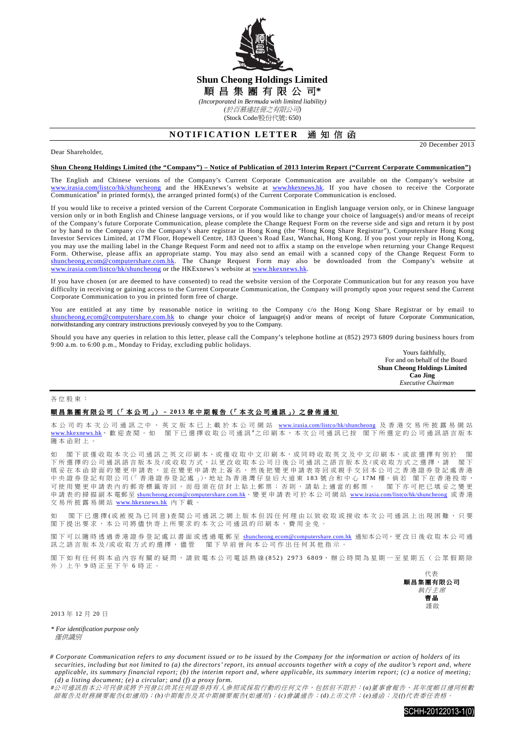# Shun Cheong Holdings Limited
# 順昌集團有限公司*

*(Incorporated in Bermuda with limited liability)*
*(於百慕達註冊之有限公司)*
(Stock Code/股份代號: 650)

## NOTIFICATION LETTER 通知信函

Dear Shareholder,

20 December 2013

**Shun Cheong Holdings Limited (the "Company") – Notice of Publication of 2013 Interim Report ("Current Corporate Communication")**

The English and Chinese versions of the Company's Current Corporate Communication are available on the Company's website at www.irasia.com/listco/hk/shuncheong and the HKExnews's website at www.hkexnews.hk. If you have chosen to receive the Corporate Communication# in printed form(s), the arranged printed form(s) of the Current Corporate Communication is enclosed.

If you would like to receive a printed version of the Current Corporate Communication in English language version only, or in Chinese language version only or in both English and Chinese language versions, or if you would like to change your choice of language(s) and/or means of receipt of the Company's future Corporate Communication, please complete the Change Request Form on the reverse side and sign and return it by post or by hand to the Company c/o the Company's share registrar in Hong Kong (the "Hong Kong Share Registrar"), Computershare Hong Kong Investor Services Limited, at 17M Floor, Hopewell Centre, 183 Queen's Road East, Wanchai, Hong Kong. If you post your reply in Hong Kong, you may use the mailing label in the Change Request Form and need not to affix a stamp on the envelope when returning your Change Request Form. Otherwise, please affix an appropriate stamp. You may also send an email with a scanned copy of the Change Request Form to shuncheong.ecom@computershare.com.hk. The Change Request Form may also be downloaded from the Company's website at www.irasia.com/listco/hk/shuncheong or the HKExnews's website at www.hkexnews.hk.

If you have chosen (or are deemed to have consented) to read the website version of the Corporate Communication but for any reason you have difficulty in receiving or gaining access to the Current Corporate Communication, the Company will promptly upon your request send the Current Corporate Communication to you in printed form free of charge.

You are entitled at any time by reasonable notice in writing to the Company c/o the Hong Kong Share Registrar or by email to shuncheong.ecom@computershare.com.hk to change your choice of language(s) and/or means of receipt of future Corporate Communication, notwithstanding any contrary instructions previously conveyed by you to the Company.

Should you have any queries in relation to this letter, please call the Company's telephone hotline at (852) 2973 6809 during business hours from 9:00 a.m. to 6:00 p.m., Monday to Friday, excluding public holidays.

Yours faithfully,
For and on behalf of the Board
**Shun Cheong Holdings Limited**
**Cao Jing**
*Executive Chairman*

---

各位股東：

**順昌集團有限公司（「本公司」）– 2013年中期報告（「本次公司通訊」）之發佈通知**

本公司的本次公司通訊之中、英文版本已上載於本公司網站 www.irasia.com/listco/hk/shuncheong 及香港交易所披露易網站 www.hkexnews.hk，歡迎查閱。如 閣下已選擇收取公司通訊#之印刷本，本次公司通訊已按 閣下所選定的公司通訊語言版本隨本函附上。

如 閣下欲僅收取本次公司通訊之英文印刷本、或僅收取中文印刷本，或同時收取英文及中文印刷本，或欲選擇有別於 閣下所選擇的公司通訊語言版本及/或收取方式，以更改收取本公司日後公司通訊之語言版本及/或收取方式之選擇，請 閣下填妥在本函背面的變更申請表，並在變更申請表上簽名，然後把變更申請表寄回或親手交回本公司之香港證券登記處香港中央證券登記有限公司(「香港證券登記處」)，地址為香港灣仔皇后大道東183號合和中心17M樓。倘若 閣下在香港投寄，可使用變更申請表內的郵寄標籤寄回，而毋須在信封上貼上郵票；否則，請貼上適當的郵票。 閣下亦可把已填妥之變更申請表的掃描副本電郵至 shuncheong.ecom@computershare.com.hk。變更申請表可於本公司網站 www.irasia.com/listco/hk/shuncheong 或香港交易所披露易網站 www.hkexnews.hk 內下載。

如 閣下已選擇(或被視為已同意)查閱公司通訊之網上版本但因任何理由以致收取或接收本次公司通訊上出現困難，只要 閣下提出要求，本公司將儘快寄上所要求的本次公司通訊的印刷本，費用全免。

閣下可以隨時透過香港證券登記處以書面或透過電郵至 shuncheong.ecom@computershare.com.hk 通知本公司，更改日後收取本公司通訊之語言版本及/或收取方式的選擇，儘管 閣下早前曾向本公司作出任何其他指示。

閣下如有任何與本函內容有關的疑問，請致電本公司電話熱線(852) 2973 6809，辦公時間為星期一至星期五（公眾假期除外）上午9時正至下午6時正。

代表
**順昌集團有限公司**
*執行主席*
**曹晶**
謹啟

2013年12月20日

*\* For identification purpose only*
*僅供識別*

*# Corporate Communication refers to any document issued or to be issued by the Company for the information or action of holders of its securities, including but not limited to (a) the directors' report, its annual accounts together with a copy of the auditor's report and, where applicable, its summary financial report; (b) the interim report and, where applicable, its summary interim report; (c) a notice of meeting; (d) a listing document; (e) a circular; and (f) a proxy form.*

*#公司通訊指本公司刊發或將予刊發以供其任何證券持有人參照或採取行動的任何文件，包括但不限於：(a)董事會報告、其年度帳目連同核數師報告及財務摘要報告(如適用)；(b)中期報告及其中期摘要報告(如適用)；(c)會議通告；(d)上市文件；(e)通函；及(f)代表委任表格。*

SCHH-20122013-1(0)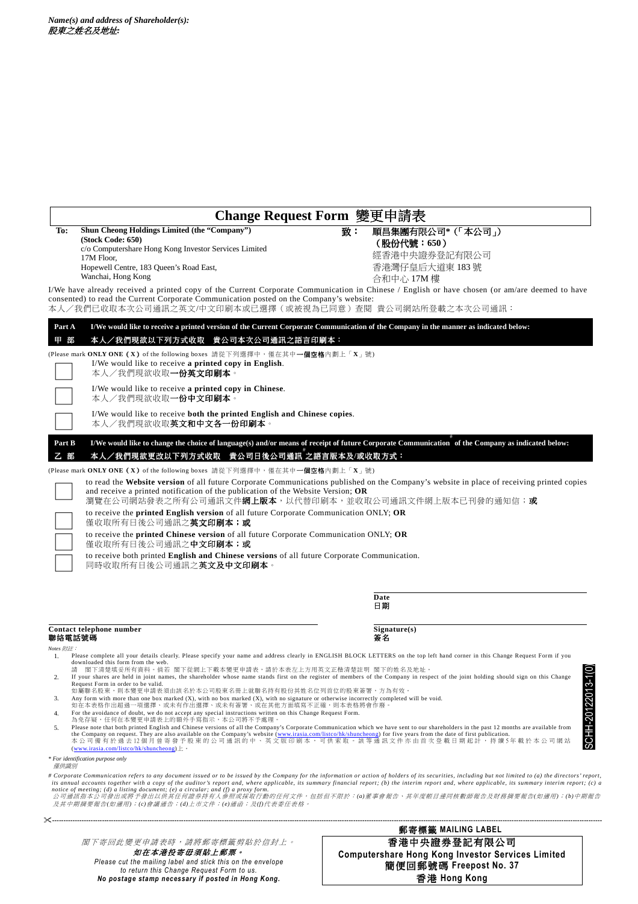*Name(s) and address of Shareholder(s):*
***股東之姓名及地址:***

# Change Request Form 變更申請表

**To:** **Shun Cheong Holdings Limited (the "Company")**
**(Stock Code: 650)**
c/o Computershare Hong Kong Investor Services Limited
17M Floor,
Hopewell Centre, 183 Queen's Road East,
Wanchai, Hong Kong

**致： 順昌集團有限公司*（「本公司」）**
**（股份代號：650）**
經香港中央證券登記有限公司
香港灣仔皇后大道東 183 號
合和中心 17M 樓

I/We have already received a printed copy of the Current Corporate Communication in Chinese / English or have chosen (or am/are deemed to have consented) to read the Current Corporate Communication posted on the Company's website:
本人／我們已收取本次公司通訊之英文/中文印刷本或已選擇（或被視為已同意）查閱 貴公司網站所登載之本次公司通訊：

**Part A I/We would like to receive a printed version of the Current Corporate Communication of the Company in the manner as indicated below:**
**甲 部 本人／我們現欲以下列方式收取 貴公司本次公司通訊之語言印刷本：**

(Please mark **ONLY ONE (X)** of the following boxes 請從下列選擇中，僅在其中**一個空格**內劃上「**X**」號)

☐ I/We would like to receive **a printed copy in English**.
本人／我們現欲收取**一份英文印刷本**。

☐ I/We would like to receive **a printed copy in Chinese**.
本人／我們現欲收取**一份中文印刷本**。

☐ I/We would like to receive **both the printed English and Chinese copies**.
本人／我們現欲收取**英文和中文各一份印刷本**。

**Part B I/We would like to change the choice of language(s) and/or means of receipt of future Corporate Communication# of the Company as indicated below:**
**乙 部 本人／我們現欲更改以下列方式收取 貴公司日後公司通訊#之語言版本及/或收取方式：**

(Please mark **ONLY ONE (X)** of the following boxes 請從下列選擇中，僅在其中**一個空格**內劃上「**X**」號)

☐ to read the **Website version** of all future Corporate Communications published on the Company's website in place of receiving printed copies and receive a printed notification of the publication of the Website Version; **OR**
瀏覽在公司網站發表之所有公司通訊文件**網上版本**，以代替印刷本，並收取公司通訊文件網上版本已刊發的通知信；**或**

☐ to receive the **printed English version** of all future Corporate Communication ONLY; **OR**
僅收取所有日後公司通訊之**英文印刷本；或**

☐ to receive the **printed Chinese version** of all future Corporate Communication ONLY; **OR**
僅收取所有日後公司通訊之**中文印刷本；或**

☐ to receive both printed **English and Chinese versions** of all future Corporate Communication.
同時收取所有日後公司通訊之**英文及中文印刷本**。

**Date**
**日期**

**Contact telephone number**
**聯絡電話號碼**

**Signature(s)**
**簽名**

*Notes 附註：*

1. Please complete all your details clearly. Please specify your name and address clearly in ENGLISH BLOCK LETTERS on the top left hand corner in this Change Request Form if you downloaded this form from the web.
請 閣下清楚填妥所有資料。倘若 閣下從網上下載本變更申請表，請於本表左上方用英文正楷清楚註明 閣下的姓名及地址。
2. If your shares are held in joint names, the shareholder whose name stands first on the register of members of the Company in respect of the joint holding should sign on this Change Request Form in order to be valid.
如屬聯名股東，則本變更申請表須由該名於本公司股東名冊上就聯名持有股份其姓名位列首位的股東簽署，方為有效。
3. Any form with more than one box marked (X), with no box marked (X), with no signature or otherwise incorrectly completed will be void.
如在本表格作出超過一項選擇、或未有作出選擇、或未有簽署、或在其他方面填寫不正確，則本表格將會作廢。
4. For the avoidance of doubt, we do not accept any special instructions written on this Change Request Form.
為免存疑，任何在本變更申請表上的額外手寫指示，本公司將不予處理。
5. Please note that both printed English and Chinese versions of all the Company's Corporate Communication which we have sent to our shareholders in the past 12 months are available from the Company on request. They are also available on the Company's website (www.irasia.com/listco/hk/shuncheong) for five years from the date of first publication.
本公司備有於過去12個月曾寄發予股東的公司通訊的中、英文版印刷本，可供索取。該等通訊文件亦由首次登載日期起計，持續5年載於本公司網站(www.irasia.com/listco/hk/shuncheong)上。

*\* For identification purpose only*
*僅供識別*

*# Corporate Communication refers to any document issued or to be issued by the Company for the information or action of holders of its securities, including but not limited to (a) the directors' report, its annual accounts together with a copy of the auditor's report and, where applicable, its summary financial report; (b) the interim report and, where applicable, its summary interim report; (c) a notice of meeting; (d) a listing document; (e) a circular; and (f) a proxy form.*
*公司通訊指本公司發出或將予發出以供其任何證券持有人參照或採取行動的任何文件，包括但不限於：(a)董事會報告、其年度帳目連同核數師報告及財務摘要報告(如適用)；(b)中期報告及其中期摘要報告(如適用)；(c)會議通告；(d)上市文件；(e)通函；及(f)代表委任表格。*

SCHH-20122013-1(0)

---

*閣下寄回此變更申請表時，請將郵寄標籤剪貼於信封上。*
***如在本港投寄毋須貼上郵票。***
*Please cut the mailing label and stick this on the envelope to return this Change Request Form to us.*
***No postage stamp necessary if posted in Hong Kong.***

**郵寄標籤 MAILING LABEL**
**香港中央證券登記有限公司**
**Computershare Hong Kong Investor Services Limited**
**簡便回郵號碼 Freepost No. 37**
**香港 Hong Kong**